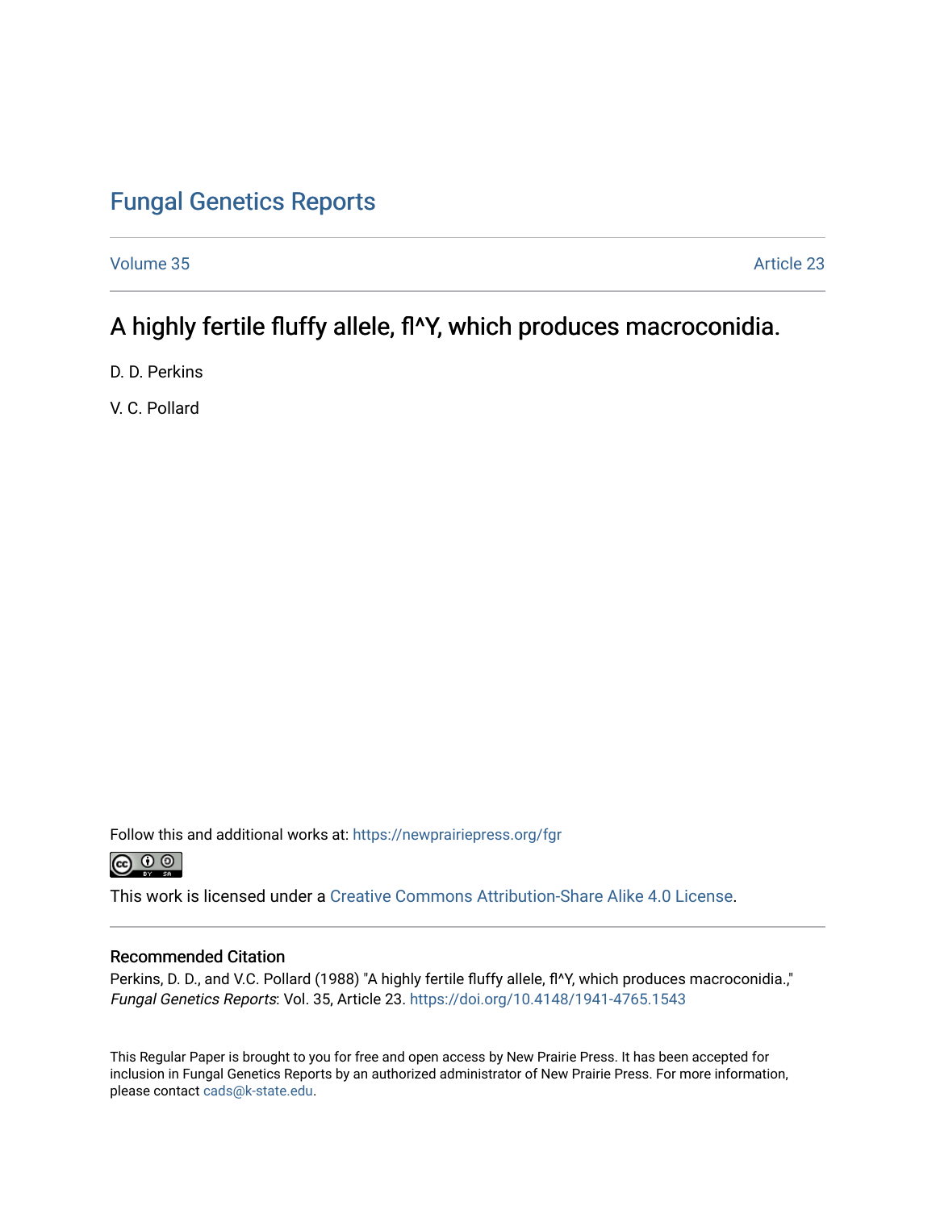# Fungal Genetics Reports

Volume 35 Article 23

## A highly fertile fluffy allele, fl^Y, which produces macroconidia.

D. D. Perkins

V. C. Pollard

Follow this and additional works at: https://newprairiepress.org/fgr

This work is licensed under a Creative Commons Attribution-Share Alike 4.0 License.

### Recommended Citation

Perkins, D. D., and V.C. Pollard (1988) "A highly fertile fluffy allele, fl^Y, which produces macroconidia.," *Fungal Genetics Reports*: Vol. 35, Article 23. https://doi.org/10.4148/1941-4765.1543

This Regular Paper is brought to you for free and open access by New Prairie Press. It has been accepted for inclusion in Fungal Genetics Reports by an authorized administrator of New Prairie Press. For more information, please contact cads@k-state.edu.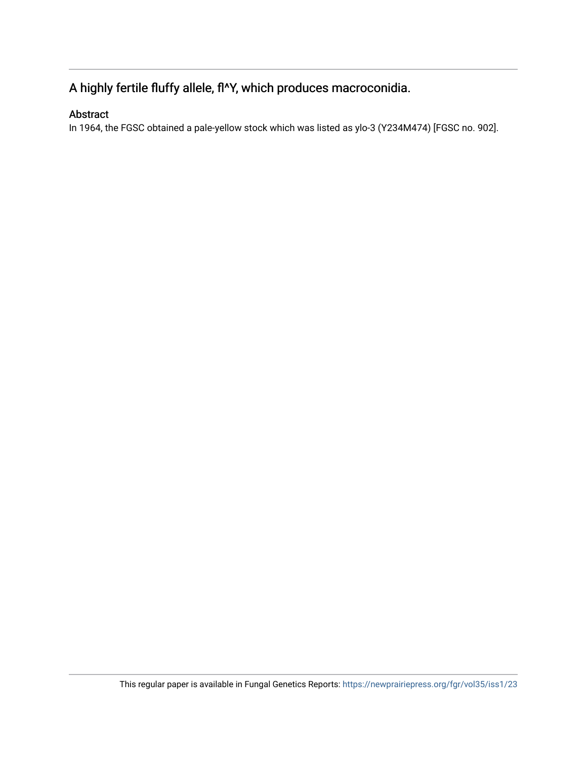## A highly fertile fluffy allele, fl^Y, which produces macroconidia.

### Abstract

In 1964, the FGSC obtained a pale-yellow stock which was listed as ylo-3 (Y234M474) [FGSC no. 902].

This regular paper is available in Fungal Genetics Reports: https://newprairiepress.org/fgr/vol35/iss1/23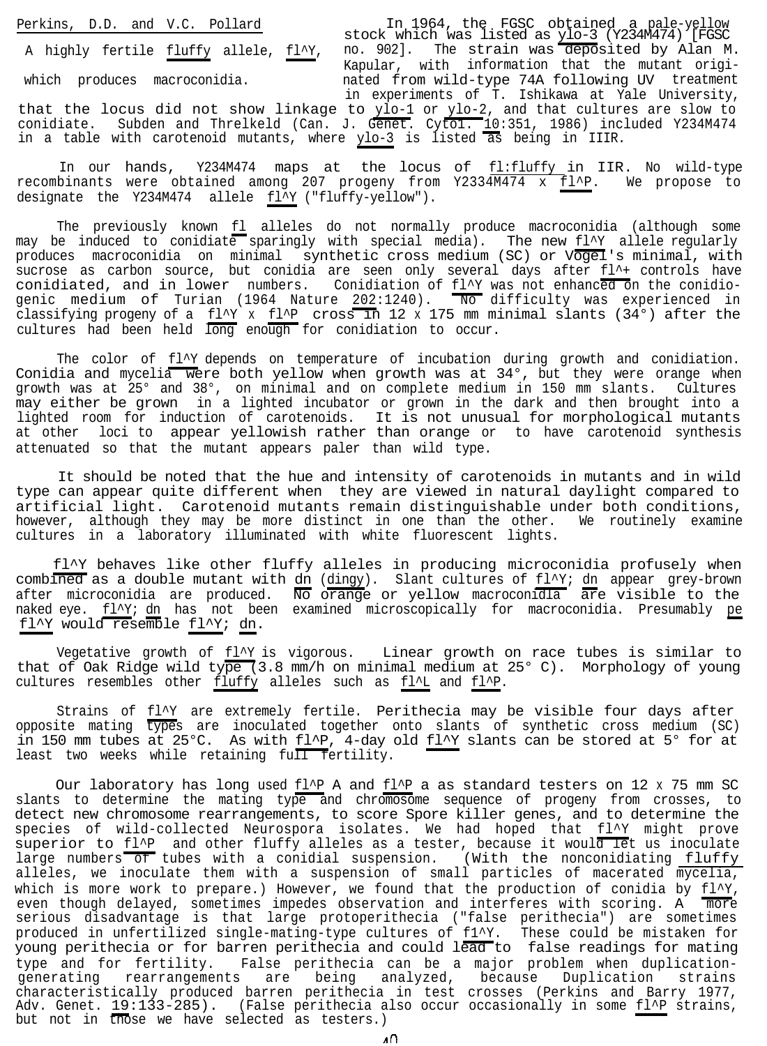Perkins, D.D. and V.C. Pollard

A highly fertile fluffy allele, fl^Y, which produces macroconidia.

In 1964, the FGSC obtained a pale-yellow stock which was listed as ylo-3 (Y234M474) [FGSC no. 902]. The strain was deposited by Alan M. Kapular, with information that the mutant originated from wild-type 74A following UV treatment in experiments of T. Ishikawa at Yale University, that the locus did not show linkage to ylo-1 or ylo-2, and that cultures are slow to conidiate. Subden and Threlkeld (Can. J. Genet. Cytol. 10:351, 1986) included Y234M474 in a table with carotenoid mutants, where ylo-3 is listed as being in IIIR.

In our hands, Y234M474 maps at the locus of fl:fluffy in IIR. No wild-type recombinants were obtained among 207 progeny from Y2334M474 x fl^P. We propose to designate the Y234M474 allele fl^Y ("fluffy-yellow").

The previously known fl alleles do not normally produce macroconidia (although some may be induced to conidiate sparingly with special media). The new fl^Y allele regularly produces macroconidia on minimal synthetic cross medium (SC) or Vogel's minimal, with sucrose as carbon source, but conidia are seen only several days after fl^+ controls have conidiated, and in lower numbers. Conidiation of fl^Y was not enhanced on the conidiogenic medium of Turian (1964 Nature 202:1240). No difficulty was experienced in classifying progeny of a fl^Y x fl^P cross in 12 x 175 mm minimal slants (34°) after the cultures had been held long enough for conidiation to occur.

The color of fl^Y depends on temperature of incubation during growth and conidiation. Conidia and mycelia were both yellow when growth was at 34°, but they were orange when growth was at 25° and 38°, on minimal and on complete medium in 150 mm slants. Cultures may either be grown in a lighted incubator or grown in the dark and then brought into a lighted room for induction of carotenoids. It is not unusual for morphological mutants at other loci to appear yellowish rather than orange or to have carotenoid synthesis attenuated so that the mutant appears paler than wild type.

It should be noted that the hue and intensity of carotenoids in mutants and in wild type can appear quite different when they are viewed in natural daylight compared to artificial light. Carotenoid mutants remain distinguishable under both conditions, however, although they may be more distinct in one than the other. We routinely examine cultures in a laboratory illuminated with white fluorescent lights.

fl^Y behaves like other fluffy alleles in producing microconidia profusely when combined as a double mutant with dn (dingy). Slant cultures of fl^Y; dn appear grey-brown after microconidia are produced. No orange or yellow macroconidia are visible to the naked eye. fl^Y; dn has not been examined microscopically for macroconidia. Presumably pe fl^Y would resemble fl^Y; dn.

Vegetative growth of fl^Y is vigorous. Linear growth on race tubes is similar to that of Oak Ridge wild type (3.8 mm/h on minimal medium at 25° C). Morphology of young cultures resembles other fluffy alleles such as fl^L and fl^P.

Strains of fl^Y are extremely fertile. Perithecia may be visible four days after opposite mating types are inoculated together onto slants of synthetic cross medium (SC) in 150 mm tubes at 25°C. As with fl^P, 4-day old fl^Y slants can be stored at 5° for at least two weeks while retaining full fertility.

Our laboratory has long used fl^P A and fl^P a as standard testers on 12 x 75 mm SC slants to determine the mating type and chromosome sequence of progeny from crosses, to detect new chromosome rearrangements, to score Spore killer genes, and to determine the species of wild-collected Neurospora isolates. We had hoped that fl^Y might prove superior to fl^P and other fluffy alleles as a tester, because it would let us inoculate large numbers of tubes with a conidial suspension. (With the nonconidiating fluffy alleles, we inoculate them with a suspension of small particles of macerated mycelia, which is more work to prepare.) However, we found that the production of conidia by fl^Y, even though delayed, sometimes impedes observation and interferes with scoring. A more serious disadvantage is that large protoperithecia ("false perithecia") are sometimes produced in unfertilized single-mating-type cultures of f1^Y. These could be mistaken for young perithecia or for barren perithecia and could lead to false readings for mating type and for fertility. False perithecia can be a major problem when duplication-generating rearrangements are being analyzed, because Duplication strains characteristically produced barren perithecia in test crosses (Perkins and Barry 1977, Adv. Genet. 19:133-285). (False perithecia also occur occasionally in some fl^P strains, but not in those we have selected as testers.)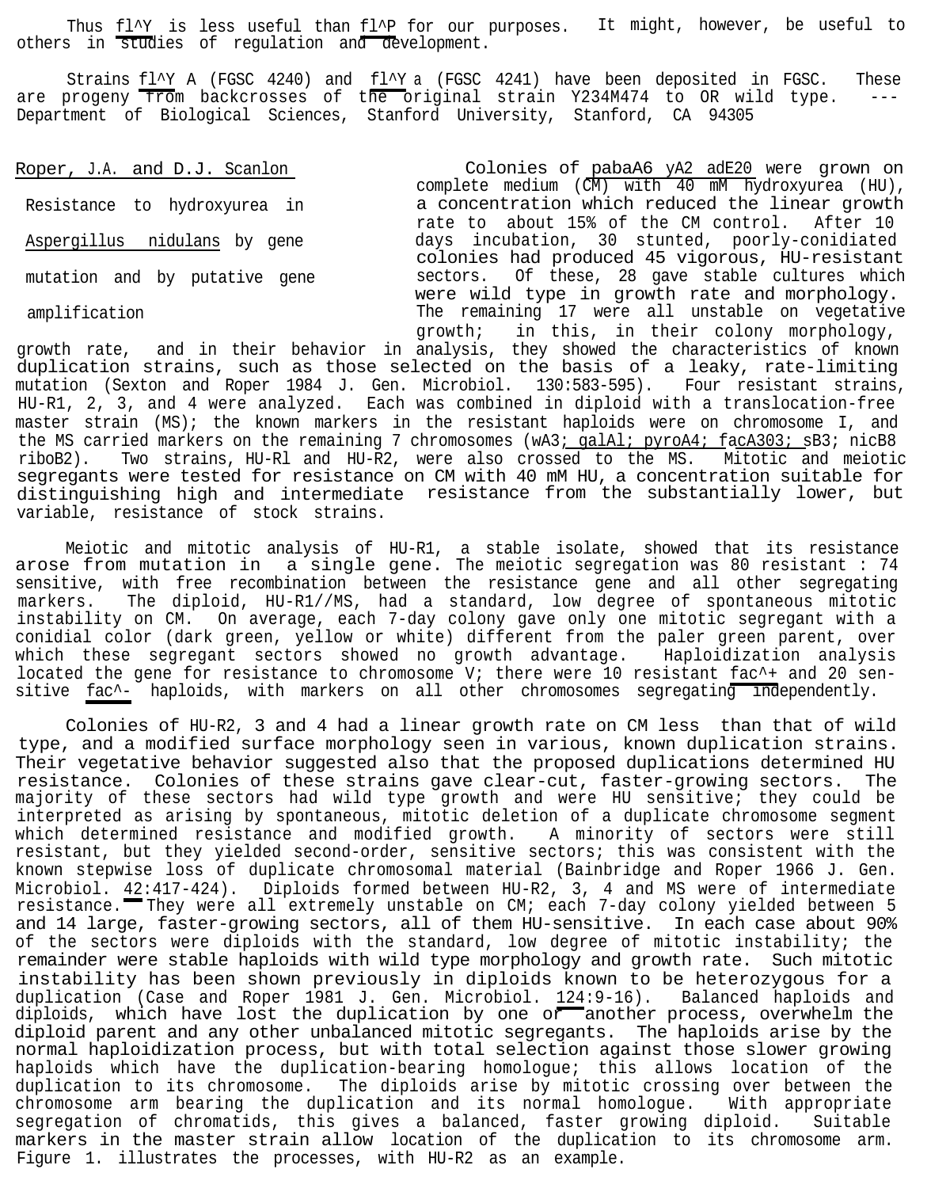Thus fl^Y is less useful than fl^P for our purposes. It might, however, be useful to others in studies of regulation and development.

Strains fl^Y A (FGSC 4240) and fl^Y a (FGSC 4241) have been deposited in FGSC. These are progeny from backcrosses of the original strain Y234M474 to OR wild type. --- Department of Biological Sciences, Stanford University, Stanford, CA 94305

Roper, J.A. and D.J. Scanlon

Resistance to hydroxyurea in *Aspergillus nidulans* by gene mutation and by putative gene amplification

Colonies of pabaA6 yA2 adE20 were grown on complete medium (CM) with 40 mM hydroxyurea (HU), a concentration which reduced the linear growth rate to about 15% of the CM control. After 10 days incubation, 30 stunted, poorly-conidiated colonies had produced 45 vigorous, HU-resistant sectors. Of these, 28 gave stable cultures which were wild type in growth rate and morphology. The remaining 17 were all unstable on vegetative growth; in this, in their colony morphology, growth rate, and in their behavior in analysis, they showed the characteristics of known duplication strains, such as those selected on the basis of a leaky, rate-limiting mutation (Sexton and Roper 1984 J. Gen. Microbiol. 130:583-595). Four resistant strains, HU-R1, 2, 3, and 4 were analyzed. Each was combined in diploid with a translocation-free master strain (MS); the known markers in the resistant haploids were on chromosome I, and the MS carried markers on the remaining 7 chromosomes (wA3; galA1; pyroA4; facA303; sB3; nicB8 riboB2). Two strains, HU-R1 and HU-R2, were also crossed to the MS. Mitotic and meiotic segregants were tested for resistance on CM with 40 mM HU, a concentration suitable for distinguishing high and intermediate resistance from the substantially lower, but variable, resistance of stock strains.

Meiotic and mitotic analysis of HU-R1, a stable isolate, showed that its resistance arose from mutation in a single gene. The meiotic segregation was 80 resistant : 74 sensitive, with free recombination between the resistance gene and all other segregating markers. The diploid, HU-R1//MS, had a standard, low degree of spontaneous mitotic instability on CM. On average, each 7-day colony gave only one mitotic segregant with a conidial color (dark green, yellow or white) different from the paler green parent, over which these segregant sectors showed no growth advantage. Haploidization analysis located the gene for resistance to chromosome V; there were 10 resistant fac^+ and 20 sensitive fac^- haploids, with markers on all other chromosomes segregating independently.

Colonies of HU-R2, 3 and 4 had a linear growth rate on CM less than that of wild type, and a modified surface morphology seen in various, known duplication strains. Their vegetative behavior suggested also that the proposed duplications determined HU resistance. Colonies of these strains gave clear-cut, faster-growing sectors. The majority of these sectors had wild type growth and were HU sensitive; they could be interpreted as arising by spontaneous, mitotic deletion of a duplicate chromosome segment which determined resistance and modified growth. A minority of sectors were still resistant, but they yielded second-order, sensitive sectors; this was consistent with the known stepwise loss of duplicate chromosomal material (Bainbridge and Roper 1966 J. Gen. Microbiol. 42:417-424). Diploids formed between HU-R2, 3, 4 and MS were of intermediate resistance. They were all extremely unstable on CM; each 7-day colony yielded between 5 and 14 large, faster-growing sectors, all of them HU-sensitive. In each case about 90% of the sectors were diploids with the standard, low degree of mitotic instability; the remainder were stable haploids with wild type morphology and growth rate. Such mitotic instability has been shown previously in diploids known to be heterozygous for a duplication (Case and Roper 1981 J. Gen. Microbiol. 124:9-16). Balanced haploids and diploids, which have lost the duplication by one or another process, overwhelm the diploid parent and any other unbalanced mitotic segregants. The haploids arise by the normal haploidization process, but with total selection against those slower growing haploids which have the duplication-bearing homologue; this allows location of the duplication to its chromosome. The diploids arise by mitotic crossing over between the chromosome arm bearing the duplication and its normal homologue. With appropriate segregation of chromatids, this gives a balanced, faster growing diploid. Suitable markers in the master strain allow location of the duplication to its chromosome arm. Figure 1. illustrates the processes, with HU-R2 as an example.